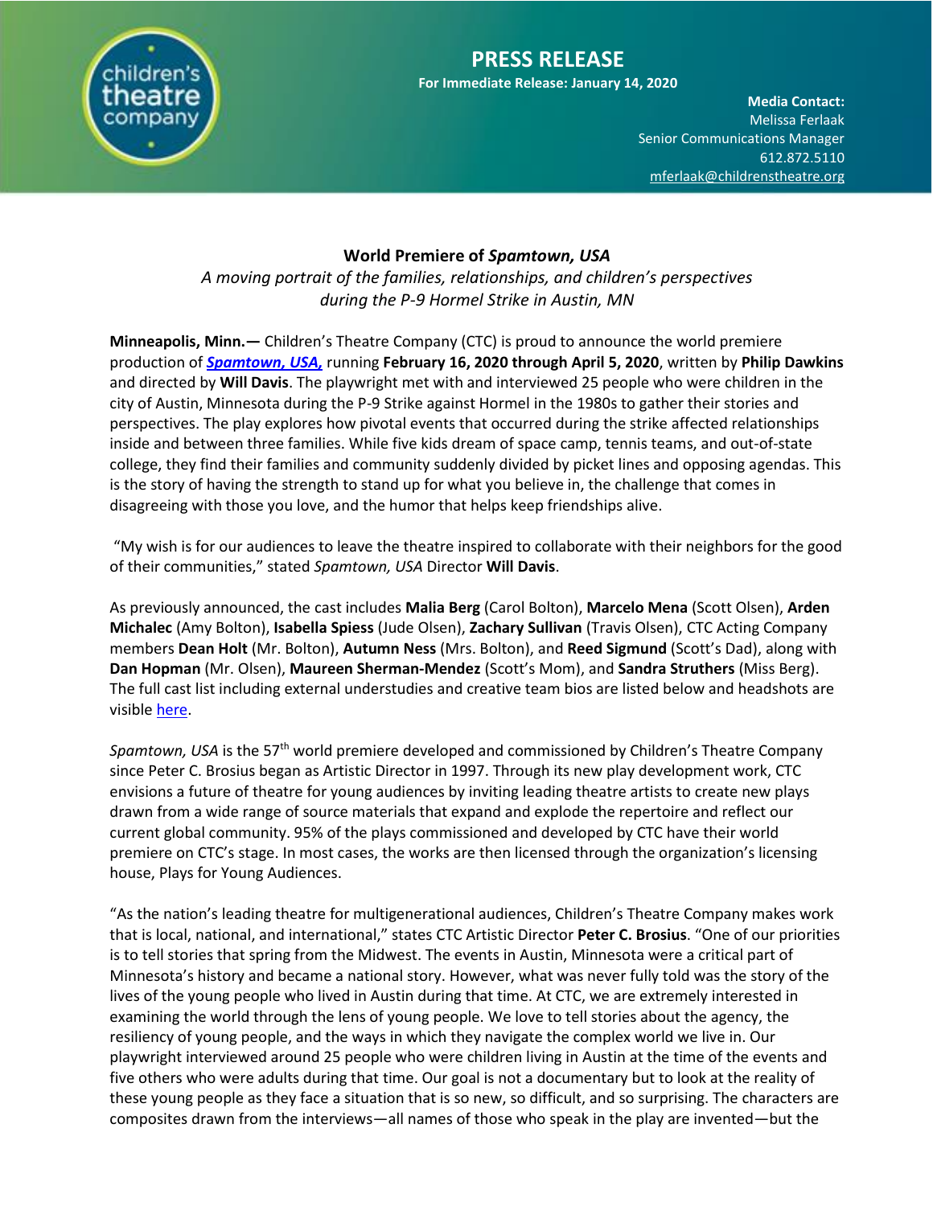# PRESS RELEASE

**For Immediate Release: January 14, 2020**

**Media Contact:**
Melissa Ferlaak
Senior Communications Manager
612.872.5110
mferlaak@childrenstheatre.org

## World Premiere of *Spamtown, USA*

*A moving portrait of the families, relationships, and children's perspectives during the P-9 Hormel Strike in Austin, MN*

**Minneapolis, Minn.—** Children's Theatre Company (CTC) is proud to announce the world premiere production of ***Spamtown, USA,*** running **February 16, 2020 through April 5, 2020**, written by **Philip Dawkins** and directed by **Will Davis**. The playwright met with and interviewed 25 people who were children in the city of Austin, Minnesota during the P-9 Strike against Hormel in the 1980s to gather their stories and perspectives. The play explores how pivotal events that occurred during the strike affected relationships inside and between three families. While five kids dream of space camp, tennis teams, and out-of-state college, they find their families and community suddenly divided by picket lines and opposing agendas. This is the story of having the strength to stand up for what you believe in, the challenge that comes in disagreeing with those you love, and the humor that helps keep friendships alive.

"My wish is for our audiences to leave the theatre inspired to collaborate with their neighbors for the good of their communities," stated *Spamtown, USA* Director **Will Davis**.

As previously announced, the cast includes **Malia Berg** (Carol Bolton), **Marcelo Mena** (Scott Olsen), **Arden Michalec** (Amy Bolton), **Isabella Spiess** (Jude Olsen), **Zachary Sullivan** (Travis Olsen), CTC Acting Company members **Dean Holt** (Mr. Bolton), **Autumn Ness** (Mrs. Bolton), and **Reed Sigmund** (Scott's Dad), along with **Dan Hopman** (Mr. Olsen), **Maureen Sherman-Mendez** (Scott's Mom), and **Sandra Struthers** (Miss Berg). The full cast list including external understudies and creative team bios are listed below and headshots are visible here.

*Spamtown, USA* is the 57th world premiere developed and commissioned by Children's Theatre Company since Peter C. Brosius began as Artistic Director in 1997. Through its new play development work, CTC envisions a future of theatre for young audiences by inviting leading theatre artists to create new plays drawn from a wide range of source materials that expand and explode the repertoire and reflect our current global community. 95% of the plays commissioned and developed by CTC have their world premiere on CTC's stage. In most cases, the works are then licensed through the organization's licensing house, Plays for Young Audiences.

"As the nation's leading theatre for multigenerational audiences, Children's Theatre Company makes work that is local, national, and international," states CTC Artistic Director **Peter C. Brosius**. "One of our priorities is to tell stories that spring from the Midwest. The events in Austin, Minnesota were a critical part of Minnesota's history and became a national story. However, what was never fully told was the story of the lives of the young people who lived in Austin during that time. At CTC, we are extremely interested in examining the world through the lens of young people. We love to tell stories about the agency, the resiliency of young people, and the ways in which they navigate the complex world we live in. Our playwright interviewed around 25 people who were children living in Austin at the time of the events and five others who were adults during that time. Our goal is not a documentary but to look at the reality of these young people as they face a situation that is so new, so difficult, and so surprising. The characters are composites drawn from the interviews—all names of those who speak in the play are invented—but the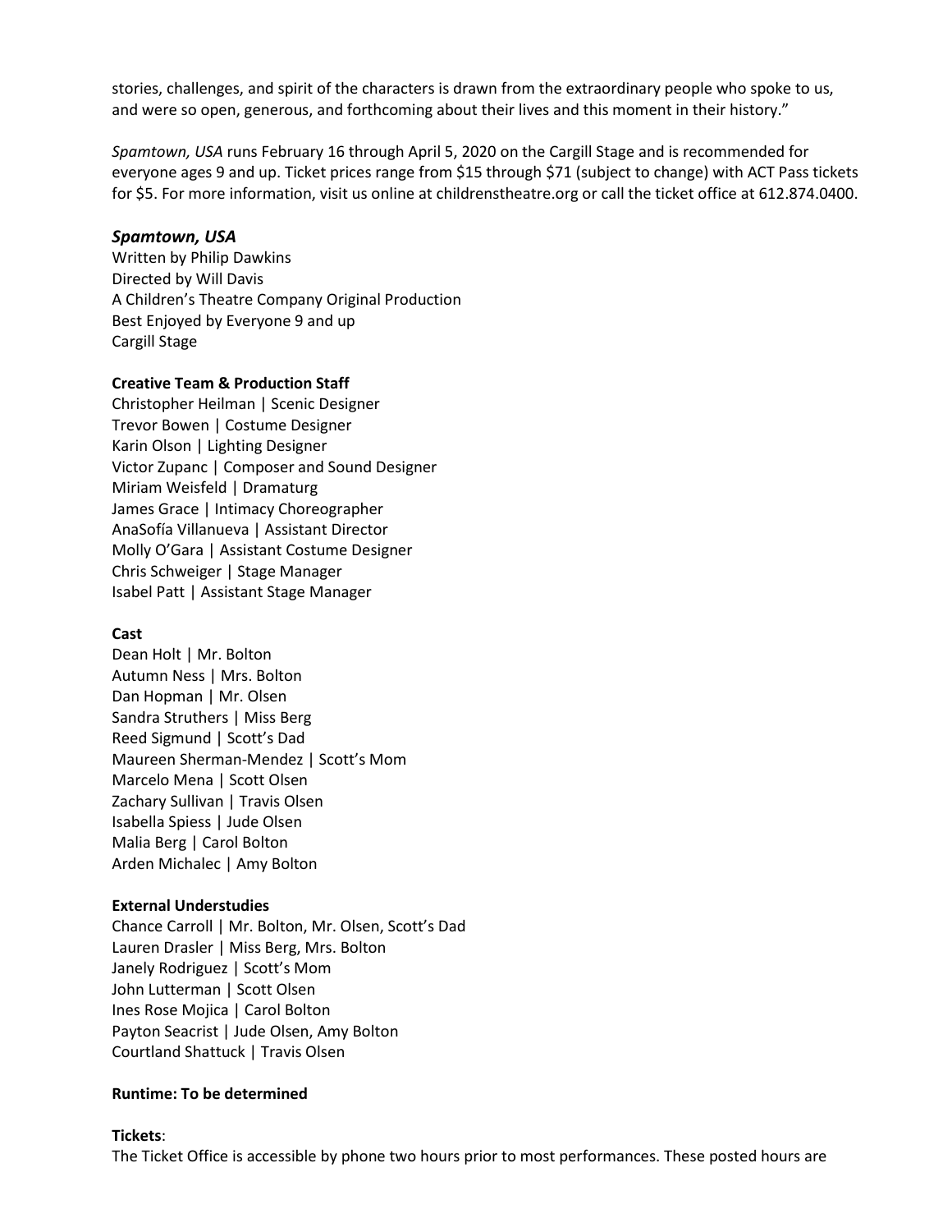stories, challenges, and spirit of the characters is drawn from the extraordinary people who spoke to us, and were so open, generous, and forthcoming about their lives and this moment in their history."

*Spamtown, USA* runs February 16 through April 5, 2020 on the Cargill Stage and is recommended for everyone ages 9 and up. Ticket prices range from $15 through $71 (subject to change) with ACT Pass tickets for $5. For more information, visit us online at childrenstheatre.org or call the ticket office at 612.874.0400.

### *Spamtown, USA*

Written by Philip Dawkins
Directed by Will Davis
A Children's Theatre Company Original Production
Best Enjoyed by Everyone 9 and up
Cargill Stage

**Creative Team & Production Staff**

Christopher Heilman | Scenic Designer
Trevor Bowen | Costume Designer
Karin Olson | Lighting Designer
Victor Zupanc | Composer and Sound Designer
Miriam Weisfeld | Dramaturg
James Grace | Intimacy Choreographer
AnaSofía Villanueva | Assistant Director
Molly O'Gara | Assistant Costume Designer
Chris Schweiger | Stage Manager
Isabel Patt | Assistant Stage Manager

**Cast**

Dean Holt | Mr. Bolton
Autumn Ness | Mrs. Bolton
Dan Hopman | Mr. Olsen
Sandra Struthers | Miss Berg
Reed Sigmund | Scott's Dad
Maureen Sherman-Mendez | Scott's Mom
Marcelo Mena | Scott Olsen
Zachary Sullivan | Travis Olsen
Isabella Spiess | Jude Olsen
Malia Berg | Carol Bolton
Arden Michalec | Amy Bolton

**External Understudies**

Chance Carroll | Mr. Bolton, Mr. Olsen, Scott's Dad
Lauren Drasler | Miss Berg, Mrs. Bolton
Janely Rodriguez | Scott's Mom
John Lutterman | Scott Olsen
Ines Rose Mojica | Carol Bolton
Payton Seacrist | Jude Olsen, Amy Bolton
Courtland Shattuck | Travis Olsen

**Runtime: To be determined**

**Tickets**:

The Ticket Office is accessible by phone two hours prior to most performances. These posted hours are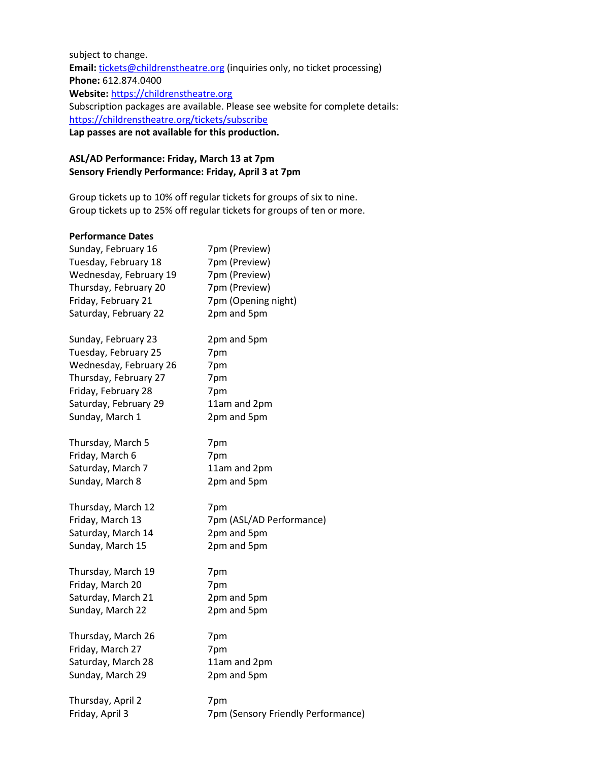subject to change.
**Email:** tickets@childrenstheatre.org (inquiries only, no ticket processing)
**Phone:** 612.874.0400
**Website:** https://childrenstheatre.org
Subscription packages are available. Please see website for complete details:
https://childrenstheatre.org/tickets/subscribe
**Lap passes are not available for this production.**

**ASL/AD Performance: Friday, March 13 at 7pm**
**Sensory Friendly Performance: Friday, April 3 at 7pm**

Group tickets up to 10% off regular tickets for groups of six to nine.
Group tickets up to 25% off regular tickets for groups of ten or more.

**Performance Dates**

| | |
|---|---|
| Sunday, February 16 | 7pm (Preview) |
| Tuesday, February 18 | 7pm (Preview) |
| Wednesday, February 19 | 7pm (Preview) |
| Thursday, February 20 | 7pm (Preview) |
| Friday, February 21 | 7pm (Opening night) |
| Saturday, February 22 | 2pm and 5pm |
| | |
| Sunday, February 23 | 2pm and 5pm |
| Tuesday, February 25 | 7pm |
| Wednesday, February 26 | 7pm |
| Thursday, February 27 | 7pm |
| Friday, February 28 | 7pm |
| Saturday, February 29 | 11am and 2pm |
| Sunday, March 1 | 2pm and 5pm |
| | |
| Thursday, March 5 | 7pm |
| Friday, March 6 | 7pm |
| Saturday, March 7 | 11am and 2pm |
| Sunday, March 8 | 2pm and 5pm |
| | |
| Thursday, March 12 | 7pm |
| Friday, March 13 | 7pm (ASL/AD Performance) |
| Saturday, March 14 | 2pm and 5pm |
| Sunday, March 15 | 2pm and 5pm |
| | |
| Thursday, March 19 | 7pm |
| Friday, March 20 | 7pm |
| Saturday, March 21 | 2pm and 5pm |
| Sunday, March 22 | 2pm and 5pm |
| | |
| Thursday, March 26 | 7pm |
| Friday, March 27 | 7pm |
| Saturday, March 28 | 11am and 2pm |
| Sunday, March 29 | 2pm and 5pm |
| | |
| Thursday, April 2 | 7pm |
| Friday, April 3 | 7pm (Sensory Friendly Performance) |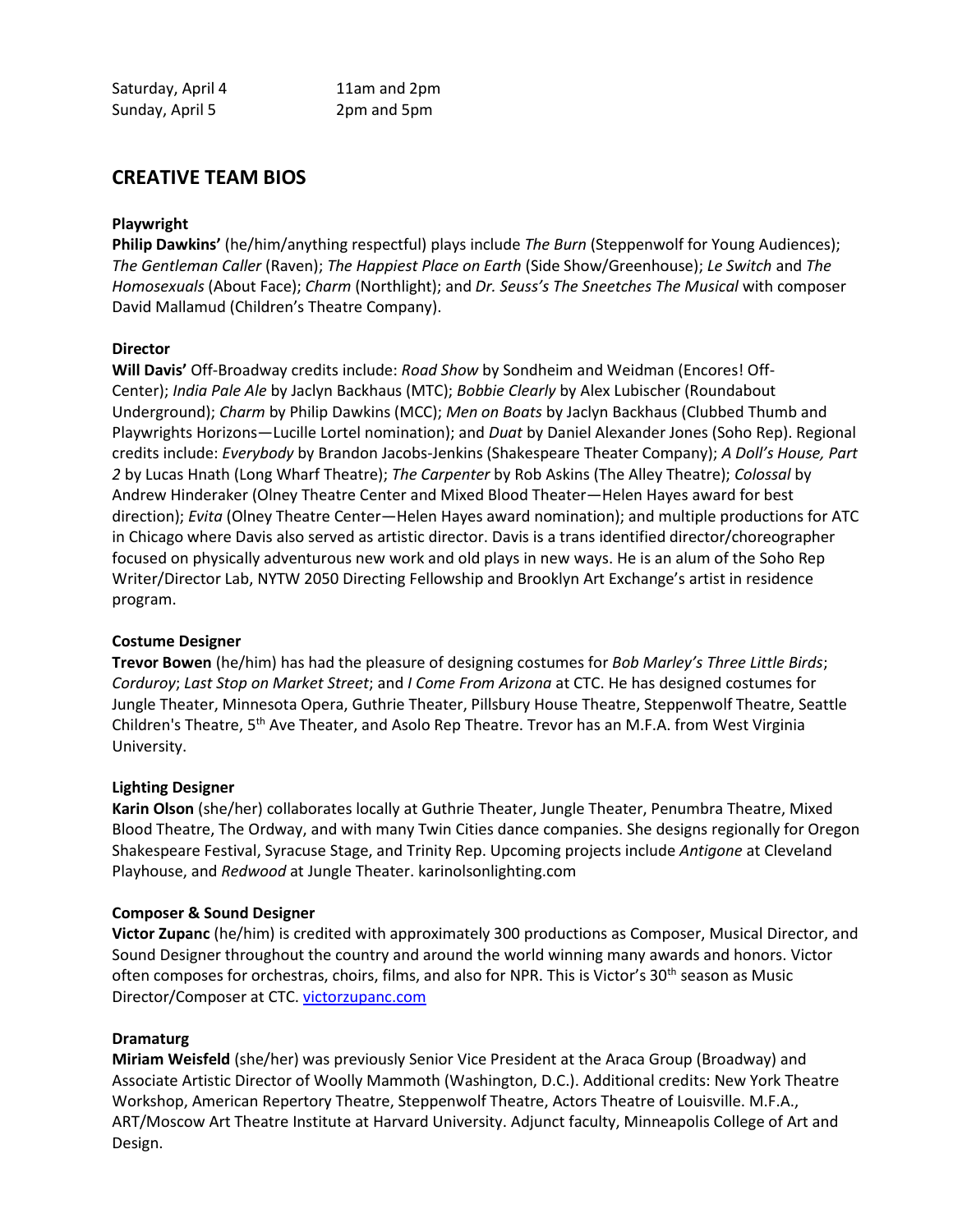| | |
|---|---|
| Saturday, April 4 | 11am and 2pm |
| Sunday, April 5 | 2pm and 5pm |

## CREATIVE TEAM BIOS

**Playwright**

**Philip Dawkins'** (he/him/anything respectful) plays include *The Burn* (Steppenwolf for Young Audiences); *The Gentleman Caller* (Raven); *The Happiest Place on Earth* (Side Show/Greenhouse); *Le Switch* and *The Homosexuals* (About Face); *Charm* (Northlight); and *Dr. Seuss's The Sneetches The Musical* with composer David Mallamud (Children's Theatre Company).

**Director**

**Will Davis'** Off-Broadway credits include: *Road Show* by Sondheim and Weidman (Encores! Off-Center); *India Pale Ale* by Jaclyn Backhaus (MTC); *Bobbie Clearly* by Alex Lubischer (Roundabout Underground); *Charm* by Philip Dawkins (MCC); *Men on Boats* by Jaclyn Backhaus (Clubbed Thumb and Playwrights Horizons—Lucille Lortel nomination); and *Duat* by Daniel Alexander Jones (Soho Rep). Regional credits include: *Everybody* by Brandon Jacobs-Jenkins (Shakespeare Theater Company); *A Doll's House, Part 2* by Lucas Hnath (Long Wharf Theatre); *The Carpenter* by Rob Askins (The Alley Theatre); *Colossal* by Andrew Hinderaker (Olney Theatre Center and Mixed Blood Theater—Helen Hayes award for best direction); *Evita* (Olney Theatre Center—Helen Hayes award nomination); and multiple productions for ATC in Chicago where Davis also served as artistic director. Davis is a trans identified director/choreographer focused on physically adventurous new work and old plays in new ways. He is an alum of the Soho Rep Writer/Director Lab, NYTW 2050 Directing Fellowship and Brooklyn Art Exchange's artist in residence program.

**Costume Designer**

**Trevor Bowen** (he/him) has had the pleasure of designing costumes for *Bob Marley's Three Little Birds*; *Corduroy*; *Last Stop on Market Street*; and *I Come From Arizona* at CTC. He has designed costumes for Jungle Theater, Minnesota Opera, Guthrie Theater, Pillsbury House Theatre, Steppenwolf Theatre, Seattle Children's Theatre, 5th Ave Theater, and Asolo Rep Theatre. Trevor has an M.F.A. from West Virginia University.

**Lighting Designer**

**Karin Olson** (she/her) collaborates locally at Guthrie Theater, Jungle Theater, Penumbra Theatre, Mixed Blood Theatre, The Ordway, and with many Twin Cities dance companies. She designs regionally for Oregon Shakespeare Festival, Syracuse Stage, and Trinity Rep. Upcoming projects include *Antigone* at Cleveland Playhouse, and *Redwood* at Jungle Theater. karinolsonlighting.com

**Composer & Sound Designer**

**Victor Zupanc** (he/him) is credited with approximately 300 productions as Composer, Musical Director, and Sound Designer throughout the country and around the world winning many awards and honors. Victor often composes for orchestras, choirs, films, and also for NPR. This is Victor's 30th season as Music Director/Composer at CTC. [victorzupanc.com](victorzupanc.com)

**Dramaturg**

**Miriam Weisfeld** (she/her) was previously Senior Vice President at the Araca Group (Broadway) and Associate Artistic Director of Woolly Mammoth (Washington, D.C.). Additional credits: New York Theatre Workshop, American Repertory Theatre, Steppenwolf Theatre, Actors Theatre of Louisville. M.F.A., ART/Moscow Art Theatre Institute at Harvard University. Adjunct faculty, Minneapolis College of Art and Design.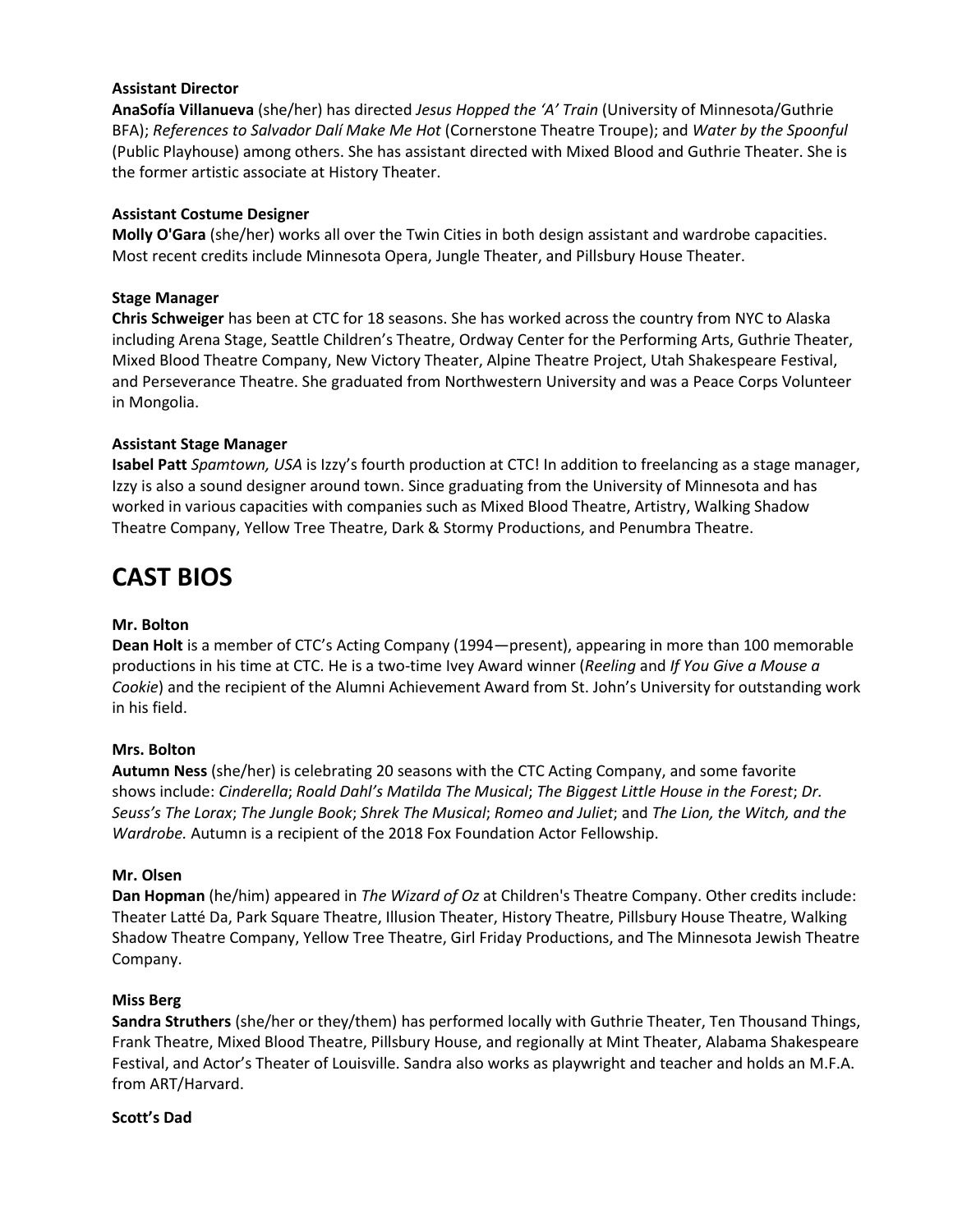**Assistant Director**
**AnaSofía Villanueva** (she/her) has directed *Jesus Hopped the 'A' Train* (University of Minnesota/Guthrie BFA); *References to Salvador Dalí Make Me Hot* (Cornerstone Theatre Troupe); and *Water by the Spoonful* (Public Playhouse) among others. She has assistant directed with Mixed Blood and Guthrie Theater. She is the former artistic associate at History Theater.

**Assistant Costume Designer**
**Molly O'Gara** (she/her) works all over the Twin Cities in both design assistant and wardrobe capacities. Most recent credits include Minnesota Opera, Jungle Theater, and Pillsbury House Theater.

**Stage Manager**
**Chris Schweiger** has been at CTC for 18 seasons. She has worked across the country from NYC to Alaska including Arena Stage, Seattle Children's Theatre, Ordway Center for the Performing Arts, Guthrie Theater, Mixed Blood Theatre Company, New Victory Theater, Alpine Theatre Project, Utah Shakespeare Festival, and Perseverance Theatre. She graduated from Northwestern University and was a Peace Corps Volunteer in Mongolia.

**Assistant Stage Manager**
**Isabel Patt** *Spamtown, USA* is Izzy's fourth production at CTC! In addition to freelancing as a stage manager, Izzy is also a sound designer around town. Since graduating from the University of Minnesota and has worked in various capacities with companies such as Mixed Blood Theatre, Artistry, Walking Shadow Theatre Company, Yellow Tree Theatre, Dark & Stormy Productions, and Penumbra Theatre.

# CAST BIOS

**Mr. Bolton**
**Dean Holt** is a member of CTC's Acting Company (1994—present), appearing in more than 100 memorable productions in his time at CTC. He is a two-time Ivey Award winner (*Reeling* and *If You Give a Mouse a Cookie*) and the recipient of the Alumni Achievement Award from St. John's University for outstanding work in his field.

**Mrs. Bolton**
**Autumn Ness** (she/her) is celebrating 20 seasons with the CTC Acting Company, and some favorite shows include: *Cinderella*; *Roald Dahl's Matilda The Musical*; *The Biggest Little House in the Forest*; *Dr. Seuss's The Lorax*; *The Jungle Book*; *Shrek The Musical*; *Romeo and Juliet*; and *The Lion, the Witch, and the Wardrobe.* Autumn is a recipient of the 2018 Fox Foundation Actor Fellowship.

**Mr. Olsen**
**Dan Hopman** (he/him) appeared in *The Wizard of Oz* at Children's Theatre Company. Other credits include: Theater Latté Da, Park Square Theatre, Illusion Theater, History Theatre, Pillsbury House Theatre, Walking Shadow Theatre Company, Yellow Tree Theatre, Girl Friday Productions, and The Minnesota Jewish Theatre Company.

**Miss Berg**
**Sandra Struthers** (she/her or they/them) has performed locally with Guthrie Theater, Ten Thousand Things, Frank Theatre, Mixed Blood Theatre, Pillsbury House, and regionally at Mint Theater, Alabama Shakespeare Festival, and Actor's Theater of Louisville. Sandra also works as playwright and teacher and holds an M.F.A. from ART/Harvard.

**Scott's Dad**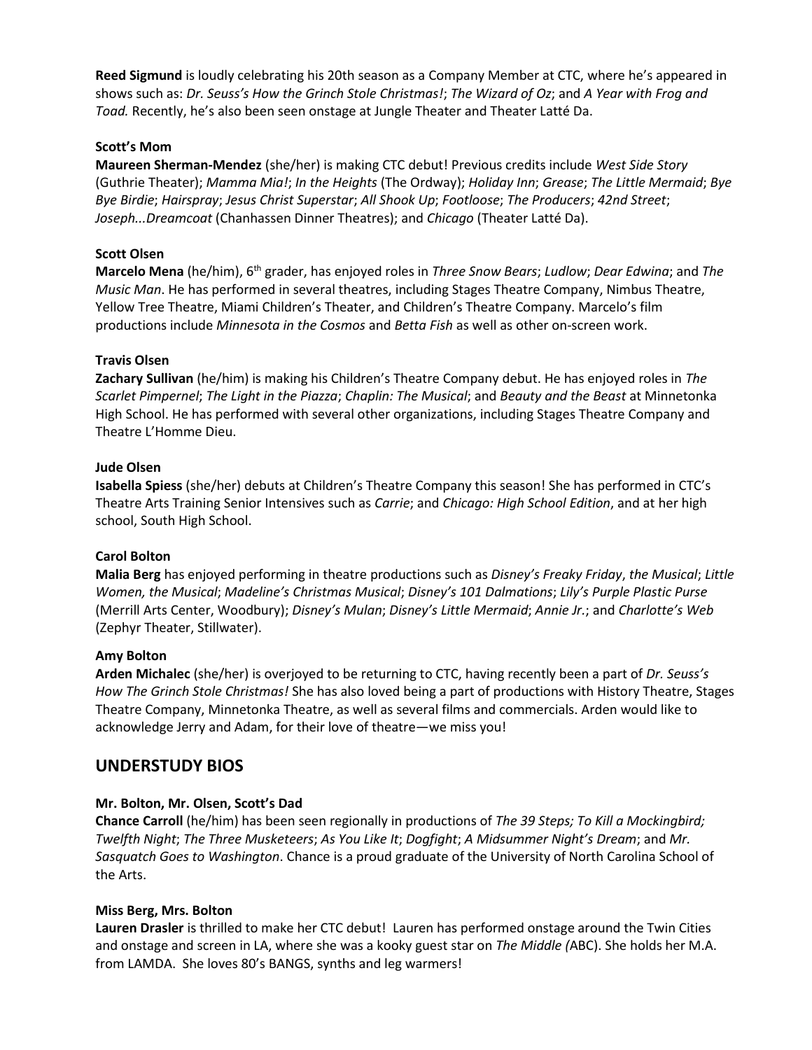**Reed Sigmund** is loudly celebrating his 20th season as a Company Member at CTC, where he's appeared in shows such as: *Dr. Seuss's How the Grinch Stole Christmas!*; *The Wizard of Oz*; and *A Year with Frog and Toad.* Recently, he's also been seen onstage at Jungle Theater and Theater Latté Da.

**Scott's Mom**

**Maureen Sherman-Mendez** (she/her) is making CTC debut! Previous credits include *West Side Story* (Guthrie Theater); *Mamma Mia!*; *In the Heights* (The Ordway); *Holiday Inn*; *Grease*; *The Little Mermaid*; *Bye Bye Birdie*; *Hairspray*; *Jesus Christ Superstar*; *All Shook Up*; *Footloose*; *The Producers*; *42nd Street*; *Joseph...Dreamcoat* (Chanhassen Dinner Theatres); and *Chicago* (Theater Latté Da).

**Scott Olsen**

**Marcelo Mena** (he/him), 6th grader, has enjoyed roles in *Three Snow Bears*; *Ludlow*; *Dear Edwina*; and *The Music Man*. He has performed in several theatres, including Stages Theatre Company, Nimbus Theatre, Yellow Tree Theatre, Miami Children's Theater, and Children's Theatre Company. Marcelo's film productions include *Minnesota in the Cosmos* and *Betta Fish* as well as other on-screen work.

**Travis Olsen**

**Zachary Sullivan** (he/him) is making his Children's Theatre Company debut. He has enjoyed roles in *The Scarlet Pimpernel*; *The Light in the Piazza*; *Chaplin: The Musical*; and *Beauty and the Beast* at Minnetonka High School. He has performed with several other organizations, including Stages Theatre Company and Theatre L'Homme Dieu.

**Jude Olsen**

**Isabella Spiess** (she/her) debuts at Children's Theatre Company this season! She has performed in CTC's Theatre Arts Training Senior Intensives such as *Carrie*; and *Chicago: High School Edition*, and at her high school, South High School.

**Carol Bolton**

**Malia Berg** has enjoyed performing in theatre productions such as *Disney's Freaky Friday*, *the Musical*; *Little Women, the Musical*; *Madeline's Christmas Musical*; *Disney's 101 Dalmations*; *Lily's Purple Plastic Purse* (Merrill Arts Center, Woodbury); *Disney's Mulan*; *Disney's Little Mermaid*; *Annie Jr.*; and *Charlotte's Web* (Zephyr Theater, Stillwater).

**Amy Bolton**

**Arden Michalec** (she/her) is overjoyed to be returning to CTC, having recently been a part of *Dr. Seuss's How The Grinch Stole Christmas!* She has also loved being a part of productions with History Theatre, Stages Theatre Company, Minnetonka Theatre, as well as several films and commercials. Arden would like to acknowledge Jerry and Adam, for their love of theatre—we miss you!

## UNDERSTUDY BIOS

**Mr. Bolton, Mr. Olsen, Scott's Dad**

**Chance Carroll** (he/him) has been seen regionally in productions of *The 39 Steps; To Kill a Mockingbird; Twelfth Night*; *The Three Musketeers*; *As You Like It*; *Dogfight*; *A Midsummer Night's Dream*; and *Mr. Sasquatch Goes to Washington*. Chance is a proud graduate of the University of North Carolina School of the Arts.

**Miss Berg, Mrs. Bolton**

**Lauren Drasler** is thrilled to make her CTC debut! Lauren has performed onstage around the Twin Cities and onstage and screen in LA, where she was a kooky guest star on *The Middle (*ABC). She holds her M.A. from LAMDA. She loves 80's BANGS, synths and leg warmers!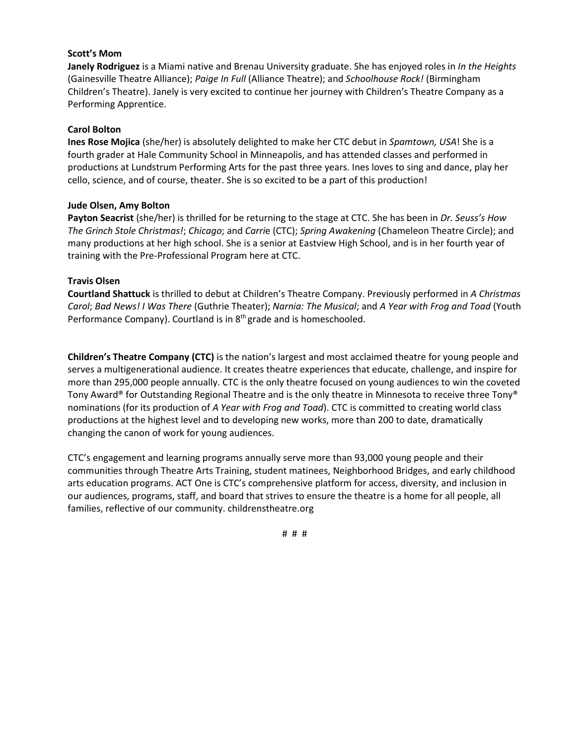**Scott's Mom**
**Janely Rodriguez** is a Miami native and Brenau University graduate. She has enjoyed roles in *In the Heights* (Gainesville Theatre Alliance); *Paige In Full* (Alliance Theatre); and *Schoolhouse Rock!* (Birmingham Children's Theatre). Janely is very excited to continue her journey with Children's Theatre Company as a Performing Apprentice.

**Carol Bolton**
**Ines Rose Mojica** (she/her) is absolutely delighted to make her CTC debut in *Spamtown, USA*! She is a fourth grader at Hale Community School in Minneapolis, and has attended classes and performed in productions at Lundstrum Performing Arts for the past three years. Ines loves to sing and dance, play her cello, science, and of course, theater. She is so excited to be a part of this production!

**Jude Olsen, Amy Bolton**
**Payton Seacrist** (she/her) is thrilled for be returning to the stage at CTC. She has been in *Dr. Seuss's How The Grinch Stole Christmas!*; *Chicago*; and *Carrie* (CTC); *Spring Awakening* (Chameleon Theatre Circle); and many productions at her high school. She is a senior at Eastview High School, and is in her fourth year of training with the Pre-Professional Program here at CTC.

**Travis Olsen**
**Courtland Shattuck** is thrilled to debut at Children's Theatre Company. Previously performed in *A Christmas Carol*; *Bad News! I Was There* (Guthrie Theater); *Narnia: The Musical*; and *A Year with Frog and Toad* (Youth Performance Company). Courtland is in 8th grade and is homeschooled.

**Children's Theatre Company (CTC)** is the nation's largest and most acclaimed theatre for young people and serves a multigenerational audience. It creates theatre experiences that educate, challenge, and inspire for more than 295,000 people annually. CTC is the only theatre focused on young audiences to win the coveted Tony Award® for Outstanding Regional Theatre and is the only theatre in Minnesota to receive three Tony® nominations (for its production of *A Year with Frog and Toad*). CTC is committed to creating world class productions at the highest level and to developing new works, more than 200 to date, dramatically changing the canon of work for young audiences.

CTC's engagement and learning programs annually serve more than 93,000 young people and their communities through Theatre Arts Training, student matinees, Neighborhood Bridges, and early childhood arts education programs. ACT One is CTC's comprehensive platform for access, diversity, and inclusion in our audiences, programs, staff, and board that strives to ensure the theatre is a home for all people, all families, reflective of our community. childrenstheatre.org

# # #